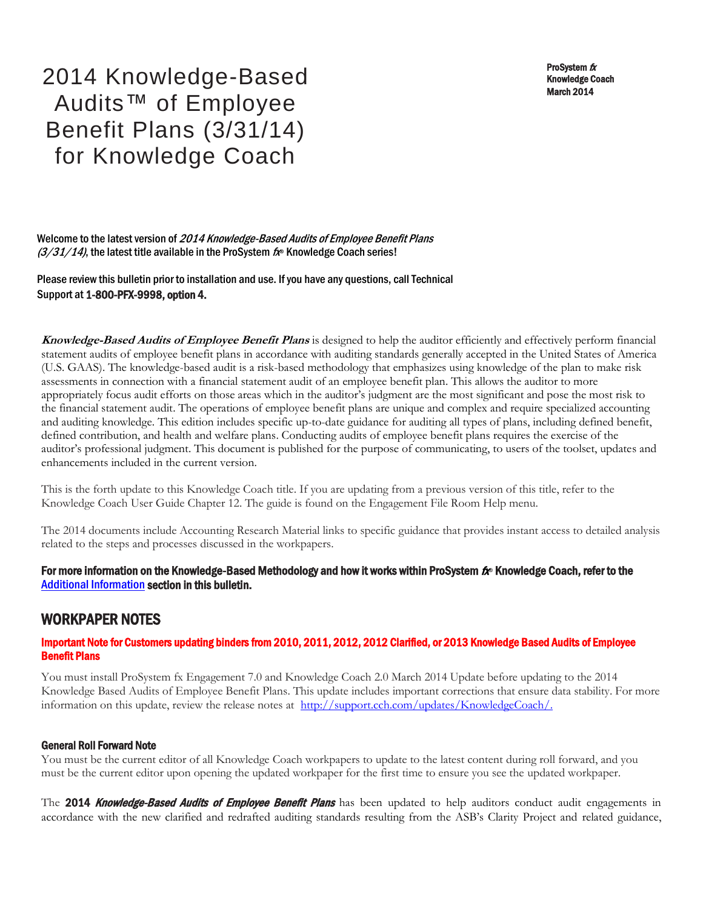# 2014 Knowledge-Based Audits™ of Employee Benefit Plans (3/31/14) for Knowledge Coach

**ProSystem *fx***
**Knowledge Coach**
**March 2014**

**Welcome to the latest version of *2014 Knowledge-Based Audits of Employee Benefit Plans (3/31/14)*, the latest title available in the ProSystem *fx*® Knowledge Coach series!**

**Please review this bulletin prior to installation and use. If you have any questions, call Technical Support at 1-800-PFX-9998, option 4.**

***Knowledge-Based Audits of Employee Benefit Plans*** is designed to help the auditor efficiently and effectively perform financial statement audits of employee benefit plans in accordance with auditing standards generally accepted in the United States of America (U.S. GAAS). The knowledge-based audit is a risk-based methodology that emphasizes using knowledge of the plan to make risk assessments in connection with a financial statement audit of an employee benefit plan. This allows the auditor to more appropriately focus audit efforts on those areas which in the auditor's judgment are the most significant and pose the most risk to the financial statement audit. The operations of employee benefit plans are unique and complex and require specialized accounting and auditing knowledge. This edition includes specific up-to-date guidance for auditing all types of plans, including defined benefit, defined contribution, and health and welfare plans. Conducting audits of employee benefit plans requires the exercise of the auditor's professional judgment. This document is published for the purpose of communicating, to users of the toolset, updates and enhancements included in the current version.

This is the forth update to this Knowledge Coach title. If you are updating from a previous version of this title, refer to the Knowledge Coach User Guide Chapter 12. The guide is found on the Engagement File Room Help menu.

The 2014 documents include Accounting Research Material links to specific guidance that provides instant access to detailed analysis related to the steps and processes discussed in the workpapers.

**For more information on the Knowledge-Based Methodology and how it works within ProSystem *fx*® Knowledge Coach, refer to the [Additional Information] section in this bulletin.**

## WORKPAPER NOTES

### Important Note for Customers updating binders from 2010, 2011, 2012, 2012 Clarified, or 2013 Knowledge Based Audits of Employee Benefit Plans

You must install ProSystem fx Engagement 7.0 and Knowledge Coach 2.0 March 2014 Update before updating to the 2014 Knowledge Based Audits of Employee Benefit Plans. This update includes important corrections that ensure data stability. For more information on this update, review the release notes at http://support.cch.com/updates/KnowledgeCoach/.

### General Roll Forward Note

You must be the current editor of all Knowledge Coach workpapers to update to the latest content during roll forward, and you must be the current editor upon opening the updated workpaper for the first time to ensure you see the updated workpaper.

The **2014 *Knowledge-Based Audits of Employee Benefit Plans*** has been updated to help auditors conduct audit engagements in accordance with the new clarified and redrafted auditing standards resulting from the ASB's Clarity Project and related guidance,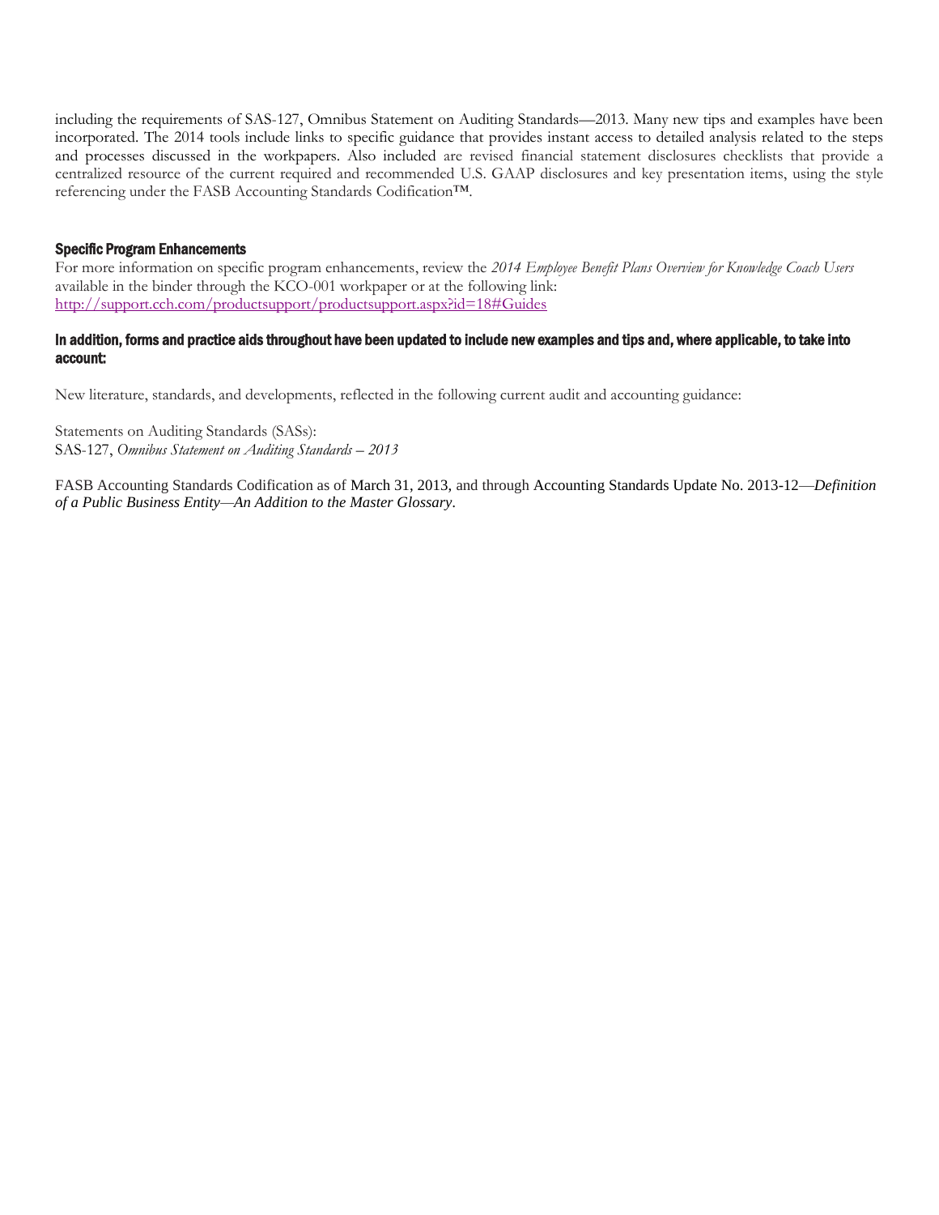including the requirements of SAS-127, Omnibus Statement on Auditing Standards—2013. Many new tips and examples have been incorporated. The 2014 tools include links to specific guidance that provides instant access to detailed analysis related to the steps and processes discussed in the workpapers. Also included are revised financial statement disclosures checklists that provide a centralized resource of the current required and recommended U.S. GAAP disclosures and key presentation items, using the style referencing under the FASB Accounting Standards Codification™.

### Specific Program Enhancements

For more information on specific program enhancements, review the *2014 Employee Benefit Plans Overview for Knowledge Coach Users* available in the binder through the KCO-001 workpaper or at the following link: [http://support.cch.com/productsupport/productsupport.aspx?id=18#Guides](http://support.cch.com/productsupport/productsupport.aspx?id=18#Guides)

### In addition, forms and practice aids throughout have been updated to include new examples and tips and, where applicable, to take into account:

New literature, standards, and developments, reflected in the following current audit and accounting guidance:

Statements on Auditing Standards (SASs):
SAS-127, *Omnibus Statement on Auditing Standards – 2013*

FASB Accounting Standards Codification as of March 31, 2013, and through Accounting Standards Update No. 2013-12—*Definition of a Public Business Entity—An Addition to the Master Glossary*.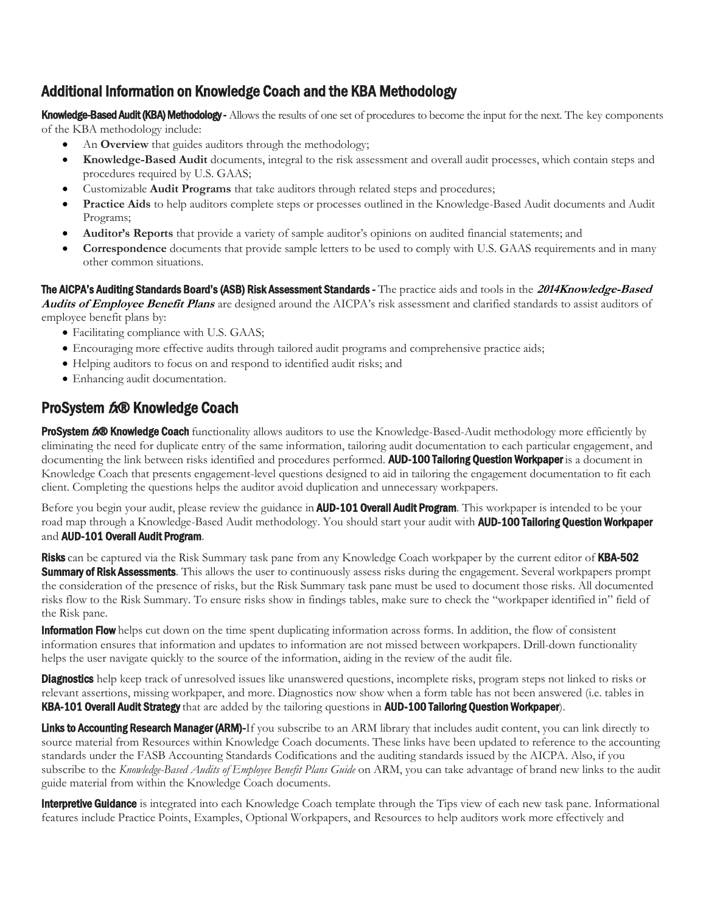## Additional Information on Knowledge Coach and the KBA Methodology

**Knowledge-Based Audit (KBA) Methodology -** Allows the results of one set of procedures to become the input for the next. The key components of the KBA methodology include:

- An **Overview** that guides auditors through the methodology;
- **Knowledge-Based Audit** documents, integral to the risk assessment and overall audit processes, which contain steps and procedures required by U.S. GAAS;
- Customizable **Audit Programs** that take auditors through related steps and procedures;
- **Practice Aids** to help auditors complete steps or processes outlined in the Knowledge-Based Audit documents and Audit Programs;
- **Auditor's Reports** that provide a variety of sample auditor's opinions on audited financial statements; and
- **Correspondence** documents that provide sample letters to be used to comply with U.S. GAAS requirements and in many other common situations.

**The AICPA's Auditing Standards Board's (ASB) Risk Assessment Standards -** The practice aids and tools in the ***2014Knowledge-Based Audits of Employee Benefit Plans*** are designed around the AICPA's risk assessment and clarified standards to assist auditors of employee benefit plans by:

- Facilitating compliance with U.S. GAAS;
- Encouraging more effective audits through tailored audit programs and comprehensive practice aids;
- Helping auditors to focus on and respond to identified audit risks; and
- Enhancing audit documentation.

## ProSystem *fx*® Knowledge Coach

**ProSystem *fx*® Knowledge Coach** functionality allows auditors to use the Knowledge-Based-Audit methodology more efficiently by eliminating the need for duplicate entry of the same information, tailoring audit documentation to each particular engagement, and documenting the link between risks identified and procedures performed. **AUD-100 Tailoring Question Workpaper** is a document in Knowledge Coach that presents engagement-level questions designed to aid in tailoring the engagement documentation to fit each client. Completing the questions helps the auditor avoid duplication and unnecessary workpapers.

Before you begin your audit, please review the guidance in **AUD-101 Overall Audit Program**. This workpaper is intended to be your road map through a Knowledge-Based Audit methodology. You should start your audit with **AUD-100 Tailoring Question Workpaper** and **AUD-101 Overall Audit Program**.

**Risks** can be captured via the Risk Summary task pane from any Knowledge Coach workpaper by the current editor of **KBA-502 Summary of Risk Assessments**. This allows the user to continuously assess risks during the engagement. Several workpapers prompt the consideration of the presence of risks, but the Risk Summary task pane must be used to document those risks. All documented risks flow to the Risk Summary. To ensure risks show in findings tables, make sure to check the "workpaper identified in" field of the Risk pane.

**Information Flow** helps cut down on the time spent duplicating information across forms. In addition, the flow of consistent information ensures that information and updates to information are not missed between workpapers. Drill-down functionality helps the user navigate quickly to the source of the information, aiding in the review of the audit file.

**Diagnostics** help keep track of unresolved issues like unanswered questions, incomplete risks, program steps not linked to risks or relevant assertions, missing workpaper, and more. Diagnostics now show when a form table has not been answered (i.e. tables in **KBA-101 Overall Audit Strategy** that are added by the tailoring questions in **AUD-100 Tailoring Question Workpaper**).

**Links to Accounting Research Manager (ARM)-**If you subscribe to an ARM library that includes audit content, you can link directly to source material from Resources within Knowledge Coach documents. These links have been updated to reference to the accounting standards under the FASB Accounting Standards Codifications and the auditing standards issued by the AICPA. Also, if you subscribe to the *Knowledge-Based Audits of Employee Benefit Plans Guide* on ARM, you can take advantage of brand new links to the audit guide material from within the Knowledge Coach documents.

**Interpretive Guidance** is integrated into each Knowledge Coach template through the Tips view of each new task pane. Informational features include Practice Points, Examples, Optional Workpapers, and Resources to help auditors work more effectively and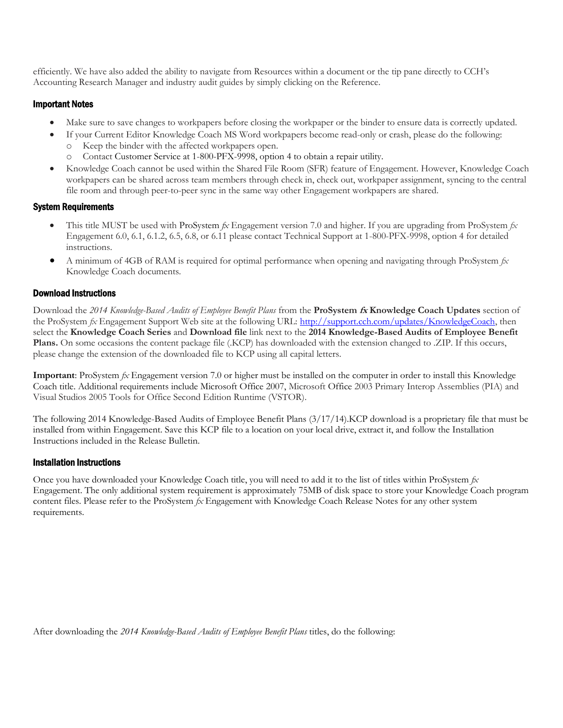efficiently. We have also added the ability to navigate from Resources within a document or the tip pane directly to CCH's Accounting Research Manager and industry audit guides by simply clicking on the Reference.

### Important Notes

- Make sure to save changes to workpapers before closing the workpaper or the binder to ensure data is correctly updated.
- If your Current Editor Knowledge Coach MS Word workpapers become read-only or crash, please do the following:
  - Keep the binder with the affected workpapers open.
  - Contact Customer Service at 1-800-PFX-9998, option 4 to obtain a repair utility.
- Knowledge Coach cannot be used within the Shared File Room (SFR) feature of Engagement. However, Knowledge Coach workpapers can be shared across team members through check in, check out, workpaper assignment, syncing to the central file room and through peer-to-peer sync in the same way other Engagement workpapers are shared.

### System Requirements

- This title MUST be used with ProSystem *fx* Engagement version 7.0 and higher. If you are upgrading from ProSystem *fx* Engagement 6.0, 6.1, 6.1.2, 6.5, 6.8, or 6.11 please contact Technical Support at 1-800-PFX-9998, option 4 for detailed instructions.
- A minimum of 4GB of RAM is required for optimal performance when opening and navigating through ProSystem *fx* Knowledge Coach documents.

### Download Instructions

Download the *2014 Knowledge-Based Audits of Employee Benefit Plans* from the **ProSystem *fx* Knowledge Coach Updates** section of the ProSystem *fx* Engagement Support Web site at the following URL: http://support.cch.com/updates/KnowledgeCoach, then select the **Knowledge Coach Series** and **Download file** link next to the **2014 Knowledge-Based Audits of Employee Benefit Plans.** On some occasions the content package file (.KCP) has downloaded with the extension changed to .ZIP. If this occurs, please change the extension of the downloaded file to KCP using all capital letters.

**Important**: ProSystem *fx* Engagement version 7.0 or higher must be installed on the computer in order to install this Knowledge Coach title. Additional requirements include Microsoft Office 2007, Microsoft Office 2003 Primary Interop Assemblies (PIA) and Visual Studios 2005 Tools for Office Second Edition Runtime (VSTOR).

The following 2014 Knowledge-Based Audits of Employee Benefit Plans (3/17/14).KCP download is a proprietary file that must be installed from within Engagement. Save this KCP file to a location on your local drive, extract it, and follow the Installation Instructions included in the Release Bulletin.

### Installation Instructions

Once you have downloaded your Knowledge Coach title, you will need to add it to the list of titles within ProSystem *fx* Engagement. The only additional system requirement is approximately 75MB of disk space to store your Knowledge Coach program content files. Please refer to the ProSystem *fx* Engagement with Knowledge Coach Release Notes for any other system requirements.

After downloading the *2014 Knowledge-Based Audits of Employee Benefit Plans* titles, do the following: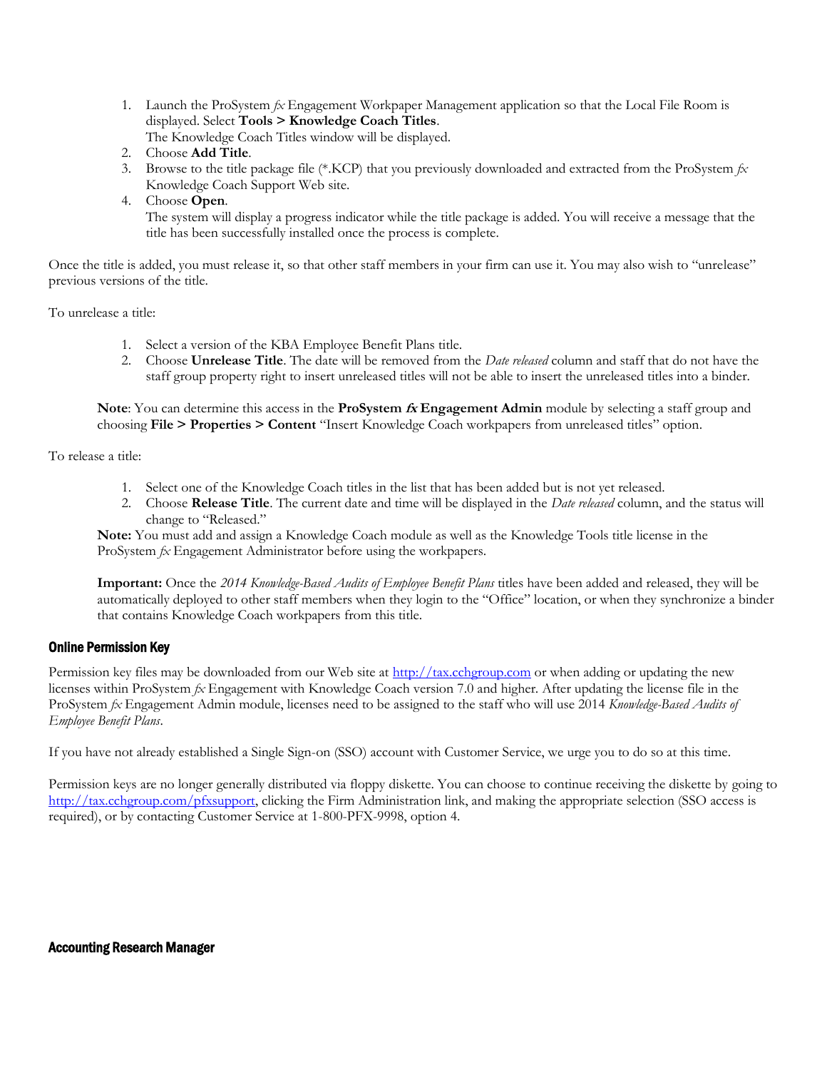1. Launch the ProSystem *fx* Engagement Workpaper Management application so that the Local File Room is displayed. Select **Tools > Knowledge Coach Titles**.
   The Knowledge Coach Titles window will be displayed.
2. Choose **Add Title**.
3. Browse to the title package file (*.KCP) that you previously downloaded and extracted from the ProSystem *fx* Knowledge Coach Support Web site.
4. Choose **Open**.
   The system will display a progress indicator while the title package is added. You will receive a message that the title has been successfully installed once the process is complete.

Once the title is added, you must release it, so that other staff members in your firm can use it. You may also wish to "unrelease" previous versions of the title.

To unrelease a title:

1. Select a version of the KBA Employee Benefit Plans title.
2. Choose **Unrelease Title**. The date will be removed from the *Date released* column and staff that do not have the staff group property right to insert unreleased titles will not be able to insert the unreleased titles into a binder.

**Note**: You can determine this access in the **ProSystem *fx* Engagement Admin** module by selecting a staff group and choosing **File > Properties > Content** "Insert Knowledge Coach workpapers from unreleased titles" option.

To release a title:

1. Select one of the Knowledge Coach titles in the list that has been added but is not yet released.
2. Choose **Release Title**. The current date and time will be displayed in the *Date released* column, and the status will change to "Released."

**Note:** You must add and assign a Knowledge Coach module as well as the Knowledge Tools title license in the ProSystem *fx* Engagement Administrator before using the workpapers.

**Important:** Once the *2014 Knowledge-Based Audits of Employee Benefit Plans* titles have been added and released, they will be automatically deployed to other staff members when they login to the "Office" location, or when they synchronize a binder that contains Knowledge Coach workpapers from this title.

### Online Permission Key

Permission key files may be downloaded from our Web site at http://tax.cchgroup.com or when adding or updating the new licenses within ProSystem *fx* Engagement with Knowledge Coach version 7.0 and higher. After updating the license file in the ProSystem *fx* Engagement Admin module, licenses need to be assigned to the staff who will use 2014 *Knowledge-Based Audits of Employee Benefit Plans*.

If you have not already established a Single Sign-on (SSO) account with Customer Service, we urge you to do so at this time.

Permission keys are no longer generally distributed via floppy diskette. You can choose to continue receiving the diskette by going to http://tax.cchgroup.com/pfxsupport, clicking the Firm Administration link, and making the appropriate selection (SSO access is required), or by contacting Customer Service at 1-800-PFX-9998, option 4.

### Accounting Research Manager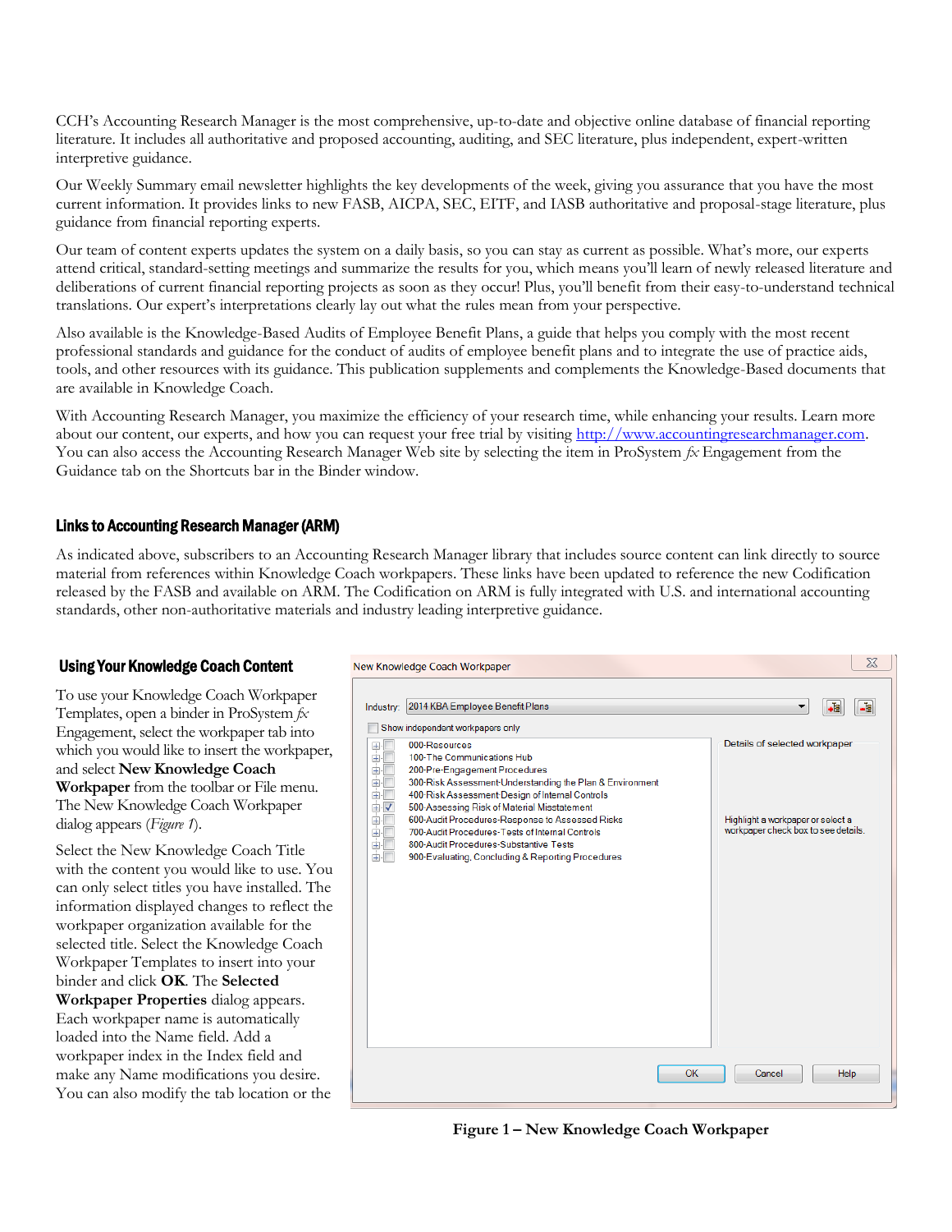CCH's Accounting Research Manager is the most comprehensive, up-to-date and objective online database of financial reporting literature. It includes all authoritative and proposed accounting, auditing, and SEC literature, plus independent, expert-written interpretive guidance.

Our Weekly Summary email newsletter highlights the key developments of the week, giving you assurance that you have the most current information. It provides links to new FASB, AICPA, SEC, EITF, and IASB authoritative and proposal-stage literature, plus guidance from financial reporting experts.

Our team of content experts updates the system on a daily basis, so you can stay as current as possible. What's more, our experts attend critical, standard-setting meetings and summarize the results for you, which means you'll learn of newly released literature and deliberations of current financial reporting projects as soon as they occur! Plus, you'll benefit from their easy-to-understand technical translations. Our expert's interpretations clearly lay out what the rules mean from your perspective.

Also available is the Knowledge-Based Audits of Employee Benefit Plans, a guide that helps you comply with the most recent professional standards and guidance for the conduct of audits of employee benefit plans and to integrate the use of practice aids, tools, and other resources with its guidance. This publication supplements and complements the Knowledge-Based documents that are available in Knowledge Coach.

With Accounting Research Manager, you maximize the efficiency of your research time, while enhancing your results. Learn more about our content, our experts, and how you can request your free trial by visiting http://www.accountingresearchmanager.com. You can also access the Accounting Research Manager Web site by selecting the item in ProSystem *fx* Engagement from the Guidance tab on the Shortcuts bar in the Binder window.

## Links to Accounting Research Manager (ARM)

As indicated above, subscribers to an Accounting Research Manager library that includes source content can link directly to source material from references within Knowledge Coach workpapers. These links have been updated to reference the new Codification released by the FASB and available on ARM. The Codification on ARM is fully integrated with U.S. and international accounting standards, other non-authoritative materials and industry leading interpretive guidance.

## Using Your Knowledge Coach Content

To use your Knowledge Coach Workpaper Templates, open a binder in ProSystem *fx* Engagement, select the workpaper tab into which you would like to insert the workpaper, and select **New Knowledge Coach Workpaper** from the toolbar or File menu. The New Knowledge Coach Workpaper dialog appears (*Figure 1*).

Select the New Knowledge Coach Title with the content you would like to use. You can only select titles you have installed. The information displayed changes to reflect the workpaper organization available for the selected title. Select the Knowledge Coach Workpaper Templates to insert into your binder and click **OK**. The **Selected Workpaper Properties** dialog appears. Each workpaper name is automatically loaded into the Name field. Add a workpaper index in the Index field and make any Name modifications you desire. You can also modify the tab location or the

New Knowledge Coach Workpaper

Industry: 2014 KBA Employee Benefit Plans

Show independent workpapers only

- 000-Resources
- 100-The Communications Hub
- 200-Pre-Engagement Procedures
- 300-Risk Assessment-Understanding the Plan & Environment
- 400-Risk Assessment-Design of Internal Controls
- 500-Assessing Risk of Material Misstatement
- 600-Audit Procedures-Response to Assessed Risks
- 700-Audit Procedures-Tests of Internal Controls
- 800-Audit Procedures-Substantive Tests
- 900-Evaluating, Concluding & Reporting Procedures

Details of selected workpaper

Highlight a workpaper or select a workpaper check box to see details.

OK | Cancel | Help

**Figure 1 – New Knowledge Coach Workpaper**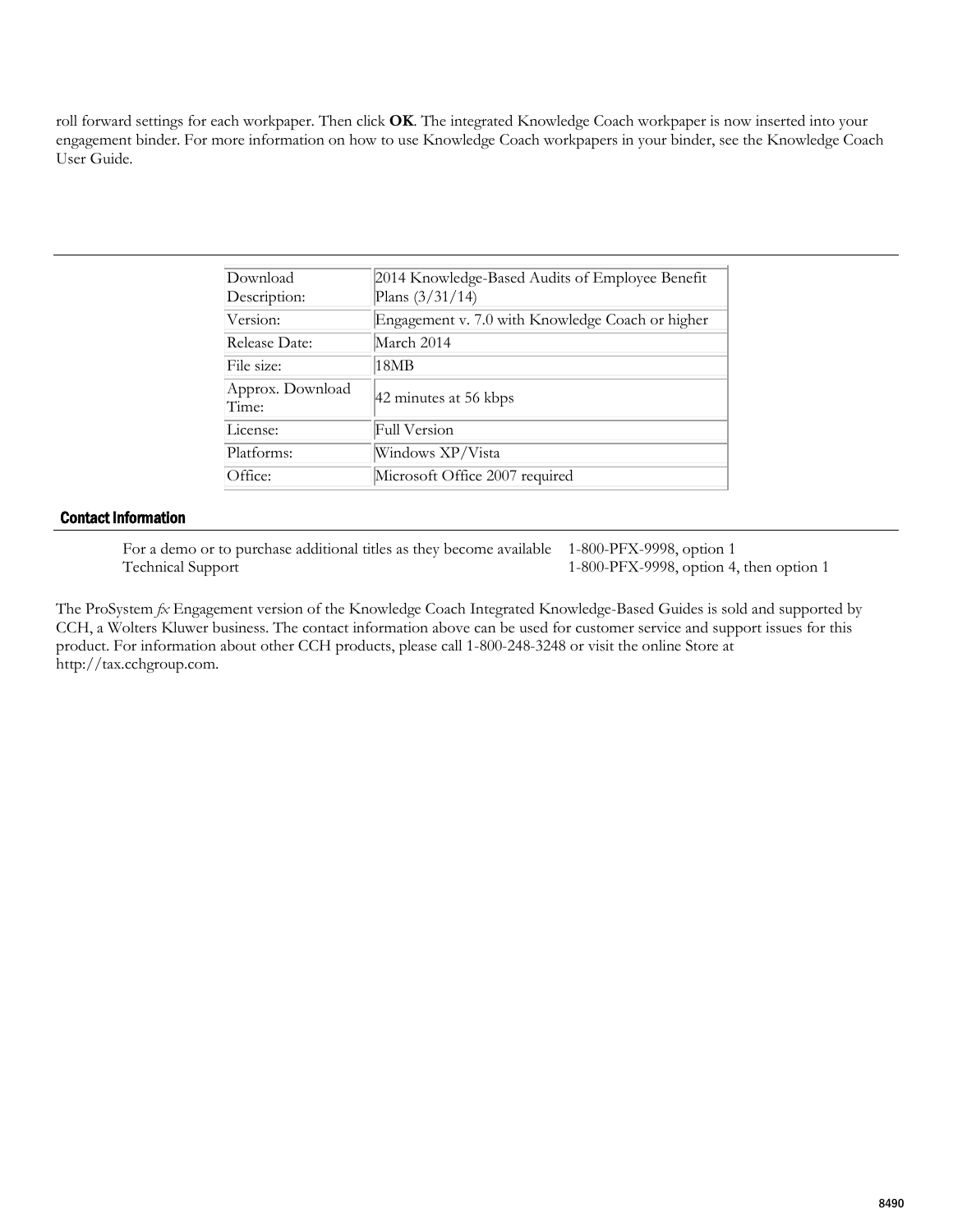roll forward settings for each workpaper. Then click **OK**. The integrated Knowledge Coach workpaper is now inserted into your engagement binder. For more information on how to use Knowledge Coach workpapers in your binder, see the Knowledge Coach User Guide.

---

| | |
|---|---|
| Download Description: | 2014 Knowledge-Based Audits of Employee Benefit Plans (3/31/14) |
| Version: | Engagement v. 7.0 with Knowledge Coach or higher |
| Release Date: | March 2014 |
| File size: | 18MB |
| Approx. Download Time: | 42 minutes at 56 kbps |
| License: | Full Version |
| Platforms: | Windows XP/Vista |
| Office: | Microsoft Office 2007 required |

## Contact Information

| | |
|---|---|
| For a demo or to purchase additional titles as they become available | 1-800-PFX-9998, option 1 |
| Technical Support | 1-800-PFX-9998, option 4, then option 1 |

The ProSystem *fx* Engagement version of the Knowledge Coach Integrated Knowledge-Based Guides is sold and supported by CCH, a Wolters Kluwer business. The contact information above can be used for customer service and support issues for this product. For information about other CCH products, please call 1-800-248-3248 or visit the online Store at http://tax.cchgroup.com.